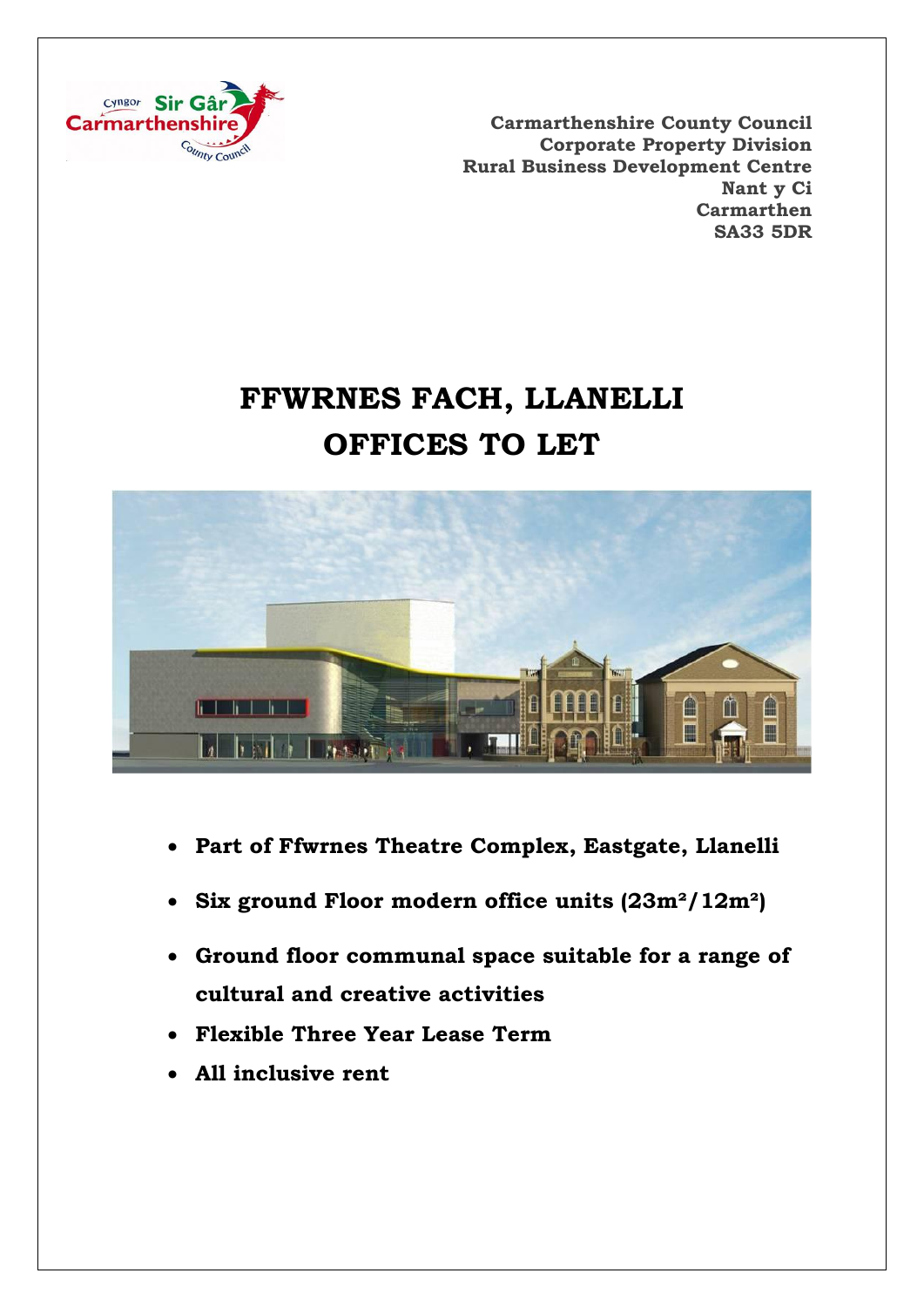**Carmarthenshire County Council**
**Corporate Property Division**
**Rural Business Development Centre**
**Nant y Ci**
**Carmarthen**
**SA33 5DR**

# FFWRNES FACH, LLANELLI
# OFFICES TO LET

- **Part of Ffwrnes Theatre Complex, Eastgate, Llanelli**
- **Six ground Floor modern office units (23m²/12m²)**
- **Ground floor communal space suitable for a range of cultural and creative activities**
- **Flexible Three Year Lease Term**
- **All inclusive rent**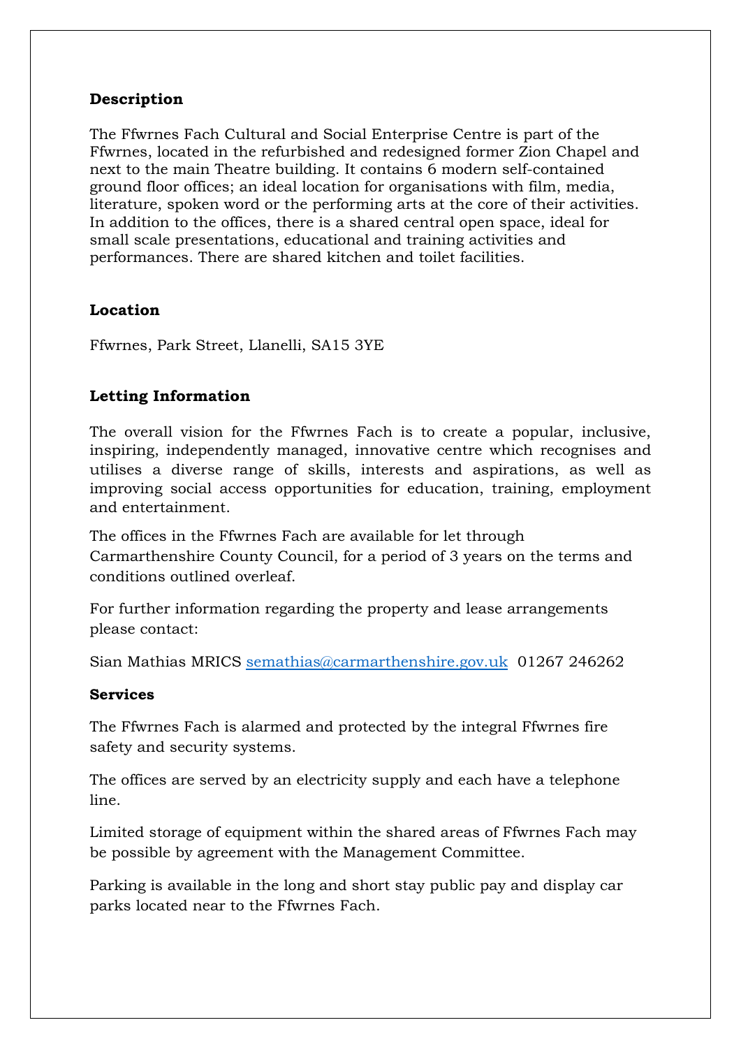**Description**

The Ffwrnes Fach Cultural and Social Enterprise Centre is part of the Ffwrnes, located in the refurbished and redesigned former Zion Chapel and next to the main Theatre building. It contains 6 modern self-contained ground floor offices; an ideal location for organisations with film, media, literature, spoken word or the performing arts at the core of their activities. In addition to the offices, there is a shared central open space, ideal for small scale presentations, educational and training activities and performances. There are shared kitchen and toilet facilities.

**Location**

Ffwrnes, Park Street, Llanelli, SA15 3YE

**Letting Information**

The overall vision for the Ffwrnes Fach is to create a popular, inclusive, inspiring, independently managed, innovative centre which recognises and utilises a diverse range of skills, interests and aspirations, as well as improving social access opportunities for education, training, employment and entertainment.

The offices in the Ffwrnes Fach are available for let through Carmarthenshire County Council, for a period of 3 years on the terms and conditions outlined overleaf.

For further information regarding the property and lease arrangements please contact:

Sian Mathias MRICS semathias@carmarthenshire.gov.uk 01267 246262

**Services**

The Ffwrnes Fach is alarmed and protected by the integral Ffwrnes fire safety and security systems.

The offices are served by an electricity supply and each have a telephone line.

Limited storage of equipment within the shared areas of Ffwrnes Fach may be possible by agreement with the Management Committee.

Parking is available in the long and short stay public pay and display car parks located near to the Ffwrnes Fach.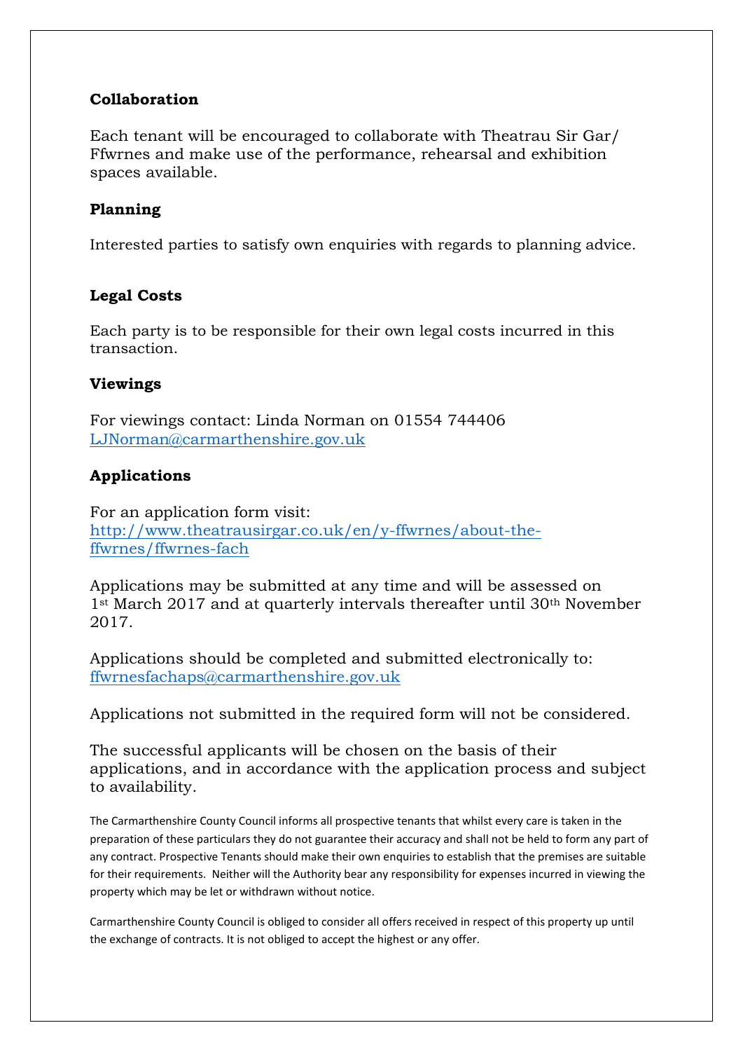**Collaboration**

Each tenant will be encouraged to collaborate with Theatrau Sir Gar/ Ffwrnes and make use of the performance, rehearsal and exhibition spaces available.

**Planning**

Interested parties to satisfy own enquiries with regards to planning advice.

**Legal Costs**

Each party is to be responsible for their own legal costs incurred in this transaction.

**Viewings**

For viewings contact: Linda Norman on 01554 744406
LJNorman@carmarthenshire.gov.uk

**Applications**

For an application form visit:
http://www.theatrausirgar.co.uk/en/y-ffwrnes/about-the-ffwrnes/ffwrnes-fach

Applications may be submitted at any time and will be assessed on 1st March 2017 and at quarterly intervals thereafter until 30th November 2017.

Applications should be completed and submitted electronically to:
ffwrnesfachaps@carmarthenshire.gov.uk

Applications not submitted in the required form will not be considered.

The successful applicants will be chosen on the basis of their applications, and in accordance with the application process and subject to availability.

The Carmarthenshire County Council informs all prospective tenants that whilst every care is taken in the preparation of these particulars they do not guarantee their accuracy and shall not be held to form any part of any contract. Prospective Tenants should make their own enquiries to establish that the premises are suitable for their requirements. Neither will the Authority bear any responsibility for expenses incurred in viewing the property which may be let or withdrawn without notice.

Carmarthenshire County Council is obliged to consider all offers received in respect of this property up until the exchange of contracts. It is not obliged to accept the highest or any offer.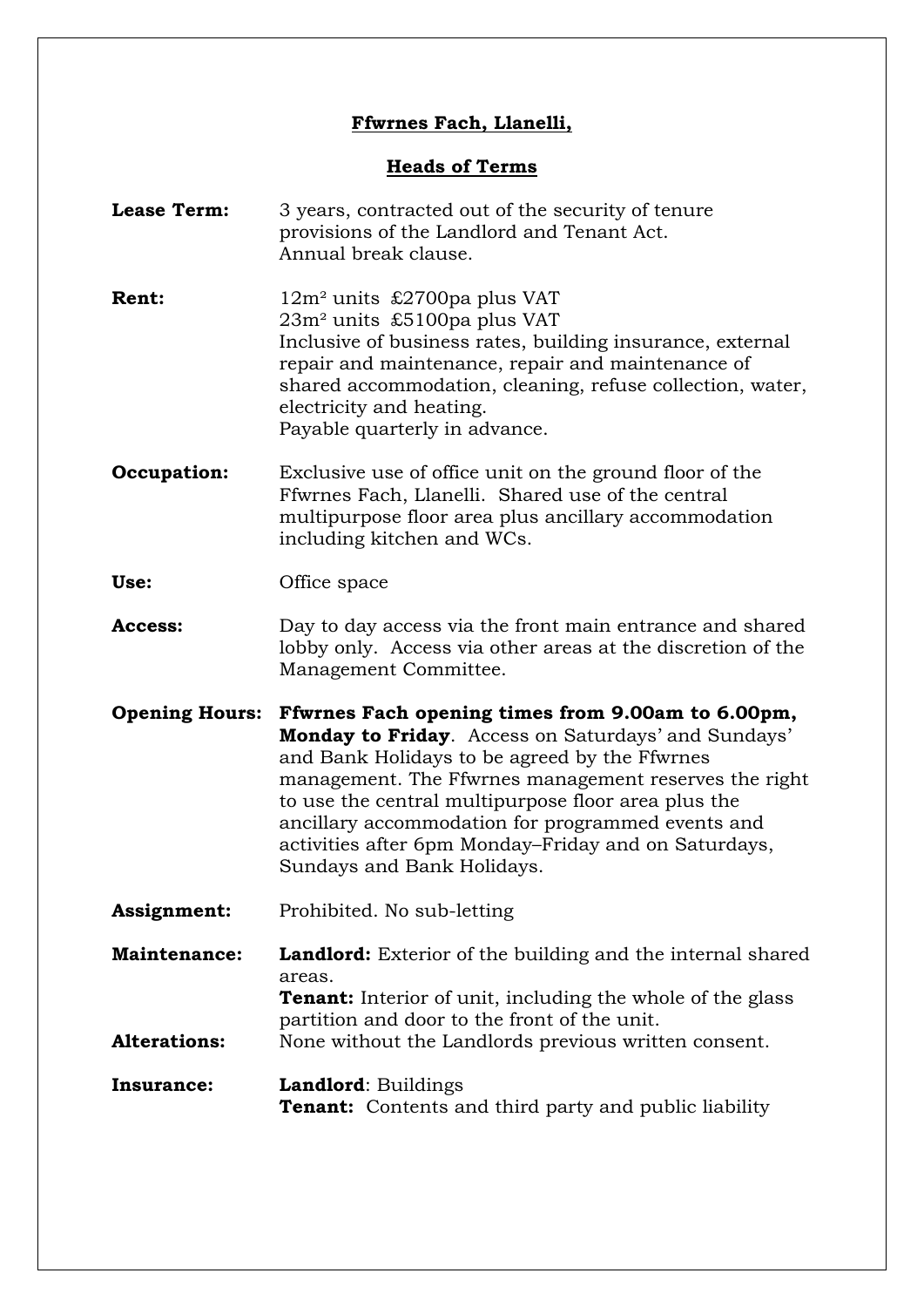**Ffwrnes Fach, Llanelli,**

**Heads of Terms**

| | |
|---|---|
| **Lease Term:** | 3 years, contracted out of the security of tenure provisions of the Landlord and Tenant Act. Annual break clause. |
| **Rent:** | $12m^2$ units £2700pa plus VAT<br>$23m^2$ units £5100pa plus VAT<br>Inclusive of business rates, building insurance, external repair and maintenance, repair and maintenance of shared accommodation, cleaning, refuse collection, water, electricity and heating.<br>Payable quarterly in advance. |
| **Occupation:** | Exclusive use of office unit on the ground floor of the Ffwrnes Fach, Llanelli. Shared use of the central multipurpose floor area plus ancillary accommodation including kitchen and WCs. |
| **Use:** | Office space |
| **Access:** | Day to day access via the front main entrance and shared lobby only. Access via other areas at the discretion of the Management Committee. |
| **Opening Hours:** | **Ffwrnes Fach opening times from 9.00am to 6.00pm, Monday to Friday**. Access on Saturdays' and Sundays' and Bank Holidays to be agreed by the Ffwrnes management. The Ffwrnes management reserves the right to use the central multipurpose floor area plus the ancillary accommodation for programmed events and activities after 6pm Monday–Friday and on Saturdays, Sundays and Bank Holidays. |
| **Assignment:** | Prohibited. No sub-letting |
| **Maintenance:** | **Landlord:** Exterior of the building and the internal shared areas.<br>**Tenant:** Interior of unit, including the whole of the glass partition and door to the front of the unit. |
| **Alterations:** | None without the Landlords previous written consent. |
| **Insurance:** | **Landlord**: Buildings<br>**Tenant:** Contents and third party and public liability |